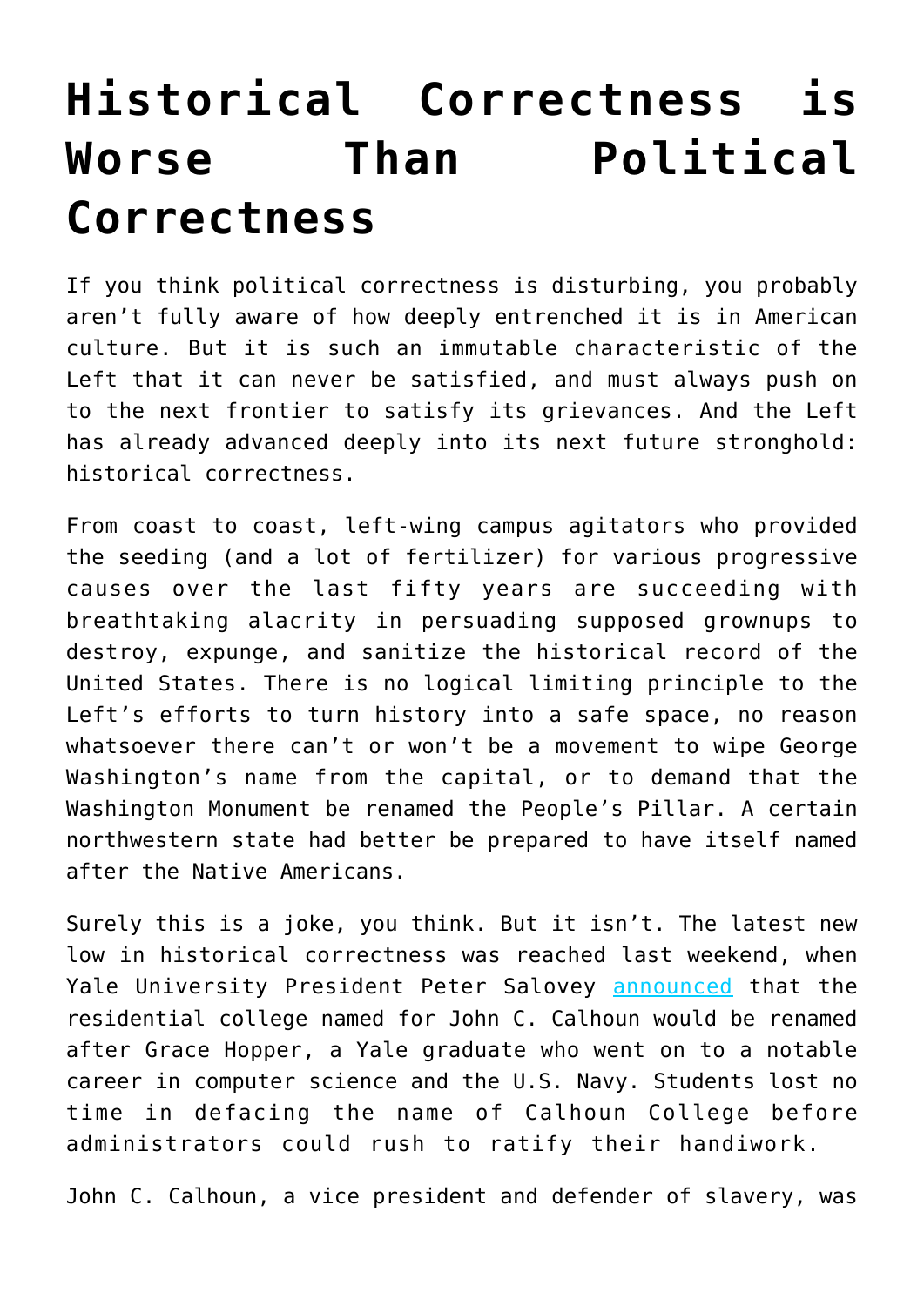# Historical Correctness is Worse Than Political Correctness

If you think political correctness is disturbing, you probably aren't fully aware of how deeply entrenched it is in American culture. But it is such an immutable characteristic of the Left that it can never be satisfied, and must always push on to the next frontier to satisfy its grievances. And the Left has already advanced deeply into its next future stronghold: historical correctness.

From coast to coast, left-wing campus agitators who provided the seeding (and a lot of fertilizer) for various progressive causes over the last fifty years are succeeding with breathtaking alacrity in persuading supposed grownups to destroy, expunge, and sanitize the historical record of the United States. There is no logical limiting principle to the Left's efforts to turn history into a safe space, no reason whatsoever there can't or won't be a movement to wipe George Washington's name from the capital, or to demand that the Washington Monument be renamed the People's Pillar. A certain northwestern state had better be prepared to have itself named after the Native Americans.

Surely this is a joke, you think. But it isn't. The latest new low in historical correctness was reached last weekend, when Yale University President Peter Salovey announced that the residential college named for John C. Calhoun would be renamed after Grace Hopper, a Yale graduate who went on to a notable career in computer science and the U.S. Navy. Students lost no time in defacing the name of Calhoun College before administrators could rush to ratify their handiwork.

John C. Calhoun, a vice president and defender of slavery, was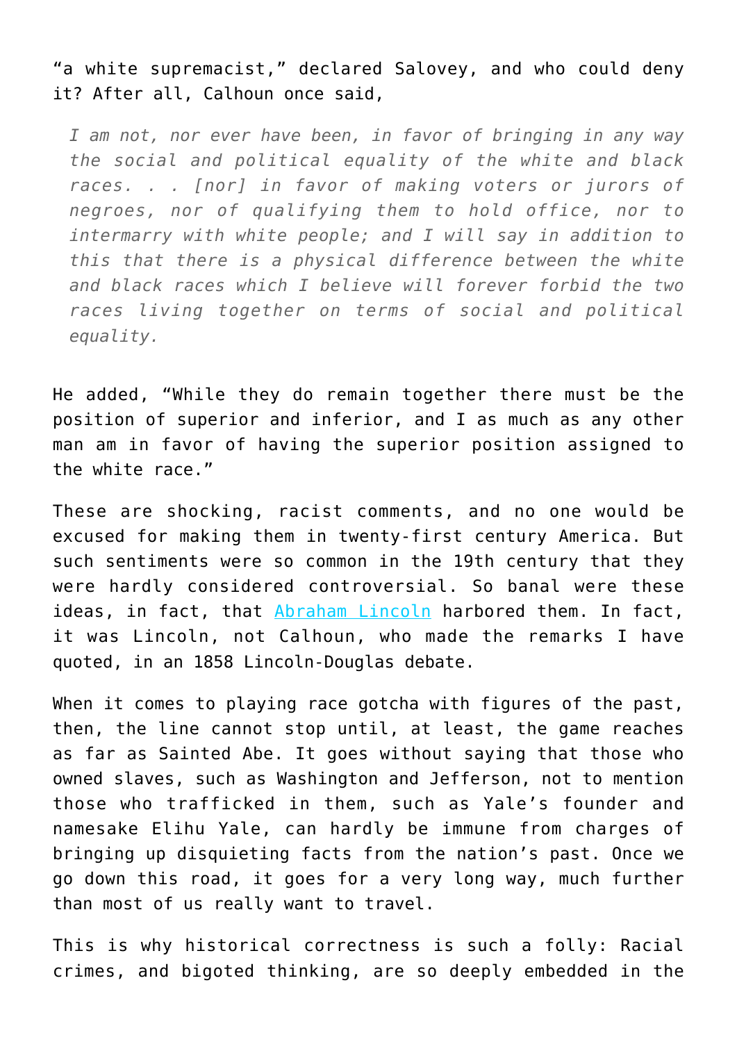“a white supremacist,” declared Salovey, and who could deny it? After all, Calhoun once said,

> *I am not, nor ever have been, in favor of bringing in any way the social and political equality of the white and black races. . . [nor] in favor of making voters or jurors of negroes, nor of qualifying them to hold office, nor to intermarry with white people; and I will say in addition to this that there is a physical difference between the white and black races which I believe will forever forbid the two races living together on terms of social and political equality.*

He added, “While they do remain together there must be the position of superior and inferior, and I as much as any other man am in favor of having the superior position assigned to the white race.”

These are shocking, racist comments, and no one would be excused for making them in twenty-first century America. But such sentiments were so common in the 19th century that they were hardly considered controversial. So banal were these ideas, in fact, that Abraham Lincoln harbored them. In fact, it was Lincoln, not Calhoun, who made the remarks I have quoted, in an 1858 Lincoln-Douglas debate.

When it comes to playing race gotcha with figures of the past, then, the line cannot stop until, at least, the game reaches as far as Sainted Abe. It goes without saying that those who owned slaves, such as Washington and Jefferson, not to mention those who trafficked in them, such as Yale’s founder and namesake Elihu Yale, can hardly be immune from charges of bringing up disquieting facts from the nation’s past. Once we go down this road, it goes for a very long way, much further than most of us really want to travel.

This is why historical correctness is such a folly: Racial crimes, and bigoted thinking, are so deeply embedded in the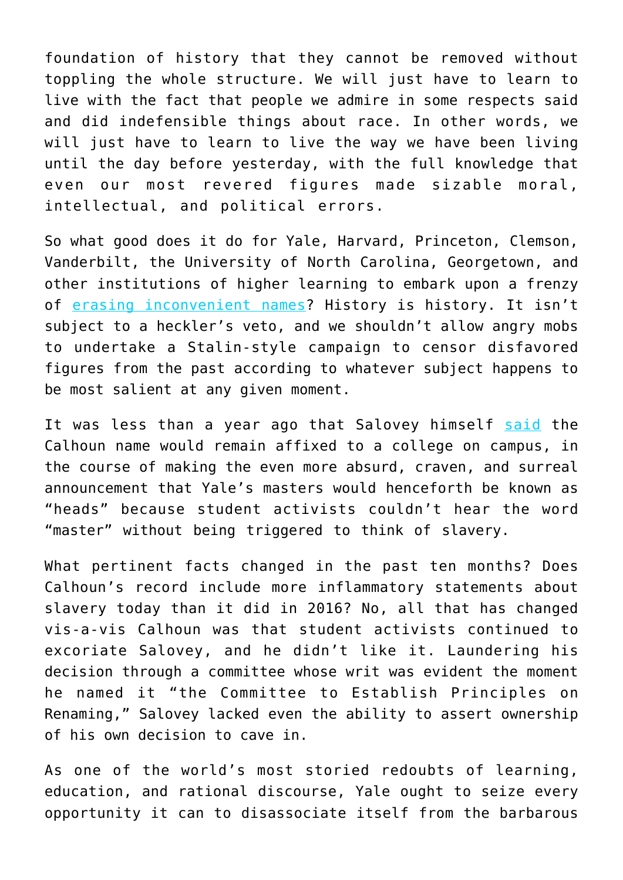foundation of history that they cannot be removed without toppling the whole structure. We will just have to learn to live with the fact that people we admire in some respects said and did indefensible things about race. In other words, we will just have to learn to live the way we have been living until the day before yesterday, with the full knowledge that even our most revered figures made sizable moral, intellectual, and political errors.

So what good does it do for Yale, Harvard, Princeton, Clemson, Vanderbilt, the University of North Carolina, Georgetown, and other institutions of higher learning to embark upon a frenzy of erasing inconvenient names? History is history. It isn't subject to a heckler's veto, and we shouldn't allow angry mobs to undertake a Stalin-style campaign to censor disfavored figures from the past according to whatever subject happens to be most salient at any given moment.

It was less than a year ago that Salovey himself said the Calhoun name would remain affixed to a college on campus, in the course of making the even more absurd, craven, and surreal announcement that Yale's masters would henceforth be known as "heads" because student activists couldn't hear the word "master" without being triggered to think of slavery.

What pertinent facts changed in the past ten months? Does Calhoun's record include more inflammatory statements about slavery today than it did in 2016? No, all that has changed vis-a-vis Calhoun was that student activists continued to excoriate Salovey, and he didn't like it. Laundering his decision through a committee whose writ was evident the moment he named it "the Committee to Establish Principles on Renaming," Salovey lacked even the ability to assert ownership of his own decision to cave in.

As one of the world's most storied redoubts of learning, education, and rational discourse, Yale ought to seize every opportunity it can to disassociate itself from the barbarous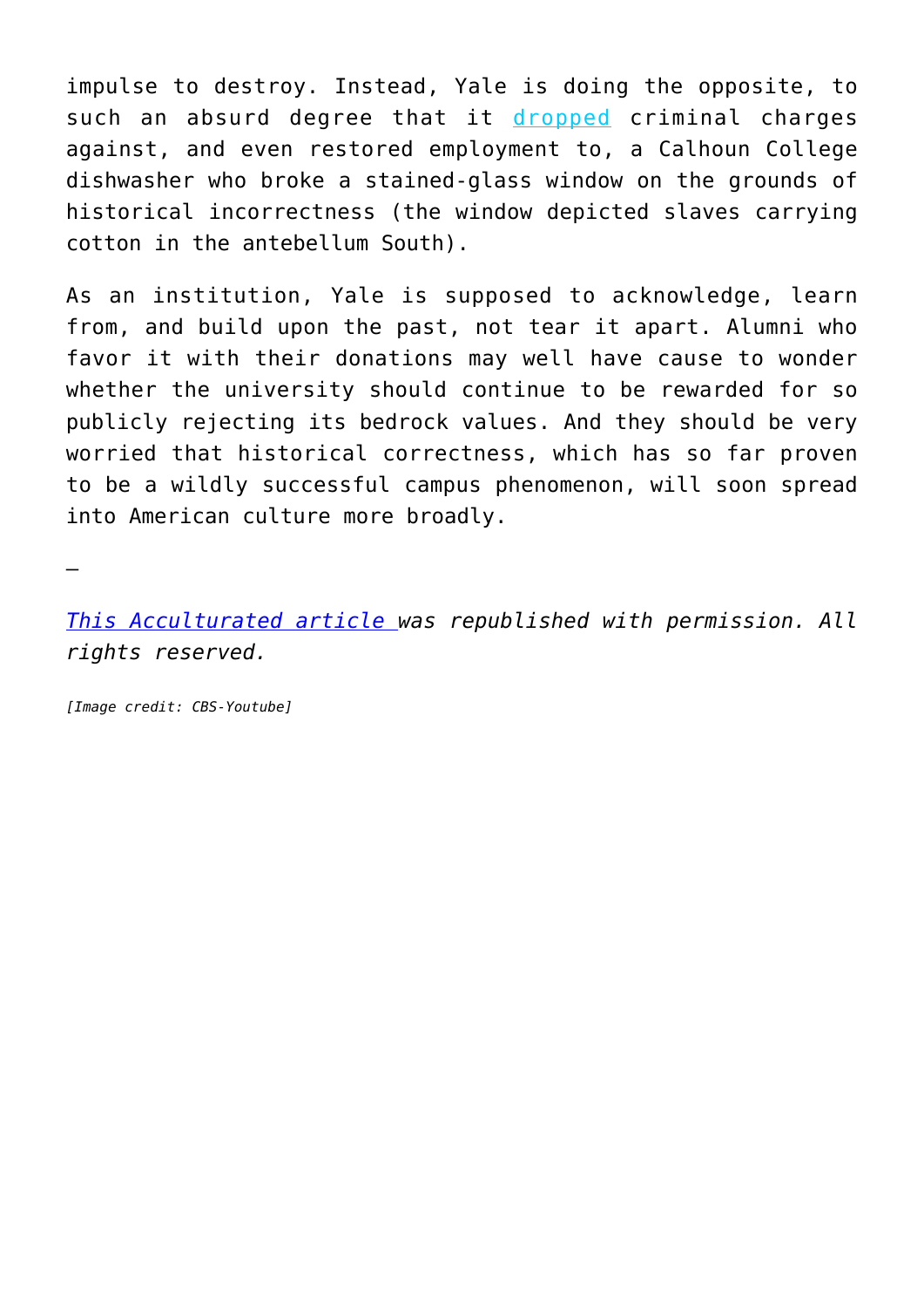impulse to destroy. Instead, Yale is doing the opposite, to such an absurd degree that it dropped criminal charges against, and even restored employment to, a Calhoun College dishwasher who broke a stained-glass window on the grounds of historical incorrectness (the window depicted slaves carrying cotton in the antebellum South).

As an institution, Yale is supposed to acknowledge, learn from, and build upon the past, not tear it apart. Alumni who favor it with their donations may well have cause to wonder whether the university should continue to be rewarded for so publicly rejecting its bedrock values. And they should be very worried that historical correctness, which has so far proven to be a wildly successful campus phenomenon, will soon spread into American culture more broadly.

—

*This Acculturated article was republished with permission. All rights reserved.*

*[Image credit: CBS-Youtube]*